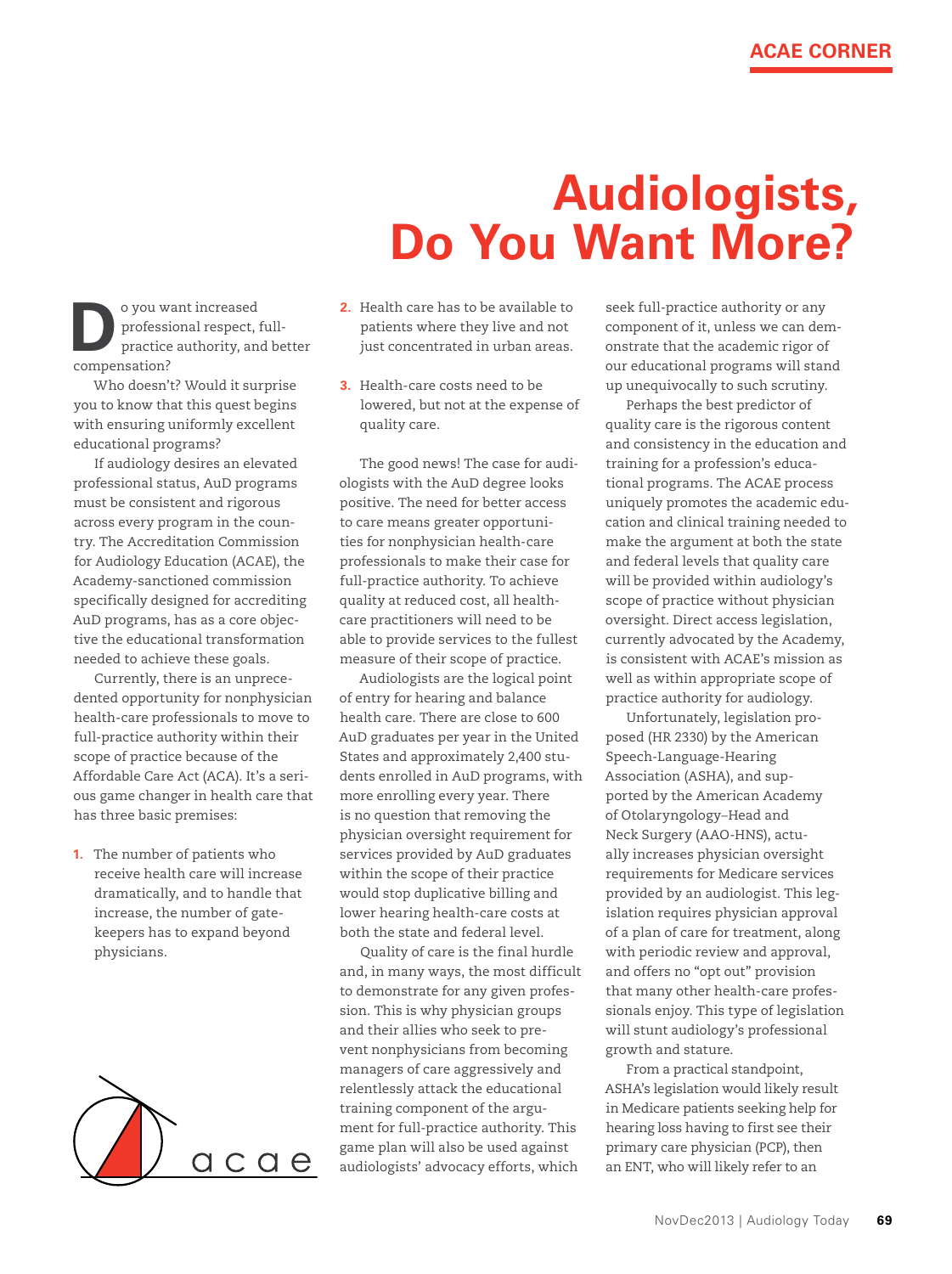# Audiologists, Do You Want More?

Do you want increased professional respect, full-practice authority, and better compensation?

Who doesn't? Would it surprise you to know that this quest begins with ensuring uniformly excellent educational programs?

If audiology desires an elevated professional status, AuD programs must be consistent and rigorous across every program in the country. The Accreditation Commission for Audiology Education (ACAE), the Academy-sanctioned commission specifically designed for accrediting AuD programs, has as a core objective the educational transformation needed to achieve these goals.

Currently, there is an unprecedented opportunity for nonphysician health-care professionals to move to full-practice authority within their scope of practice because of the Affordable Care Act (ACA). It's a serious game changer in health care that has three basic premises:

1. The number of patients who receive health care will increase dramatically, and to handle that increase, the number of gatekeepers has to expand beyond physicians.
2. Health care has to be available to patients where they live and not just concentrated in urban areas.
3. Health-care costs need to be lowered, but not at the expense of quality care.

The good news! The case for audiologists with the AuD degree looks positive. The need for better access to care means greater opportunities for nonphysician health-care professionals to make their case for full-practice authority. To achieve quality at reduced cost, all health-care practitioners will need to be able to provide services to the fullest measure of their scope of practice.

Audiologists are the logical point of entry for hearing and balance health care. There are close to 600 AuD graduates per year in the United States and approximately 2,400 students enrolled in AuD programs, with more enrolling every year. There is no question that removing the physician oversight requirement for services provided by AuD graduates within the scope of their practice would stop duplicative billing and lower hearing health-care costs at both the state and federal level.

Quality of care is the final hurdle and, in many ways, the most difficult to demonstrate for any given profession. This is why physician groups and their allies who seek to prevent nonphysicians from becoming managers of care aggressively and relentlessly attack the educational training component of the argument for full-practice authority. This game plan will also be used against audiologists' advocacy efforts, which seek full-practice authority or any component of it, unless we can demonstrate that the academic rigor of our educational programs will stand up unequivocally to such scrutiny.

Perhaps the best predictor of quality care is the rigorous content and consistency in the education and training for a profession's educational programs. The ACAE process uniquely promotes the academic education and clinical training needed to make the argument at both the state and federal levels that quality care will be provided within audiology's scope of practice without physician oversight. Direct access legislation, currently advocated by the Academy, is consistent with ACAE's mission as well as within appropriate scope of practice authority for audiology.

Unfortunately, legislation proposed (HR 2330) by the American Speech-Language-Hearing Association (ASHA), and supported by the American Academy of Otolaryngology–Head and Neck Surgery (AAO-HNS), actually increases physician oversight requirements for Medicare services provided by an audiologist. This legislation requires physician approval of a plan of care for treatment, along with periodic review and approval, and offers no "opt out" provision that many other health-care professionals enjoy. This type of legislation will stunt audiology's professional growth and stature.

From a practical standpoint, ASHA's legislation would likely result in Medicare patients seeking help for hearing loss having to first see their primary care physician (PCP), then an ENT, who will likely refer to an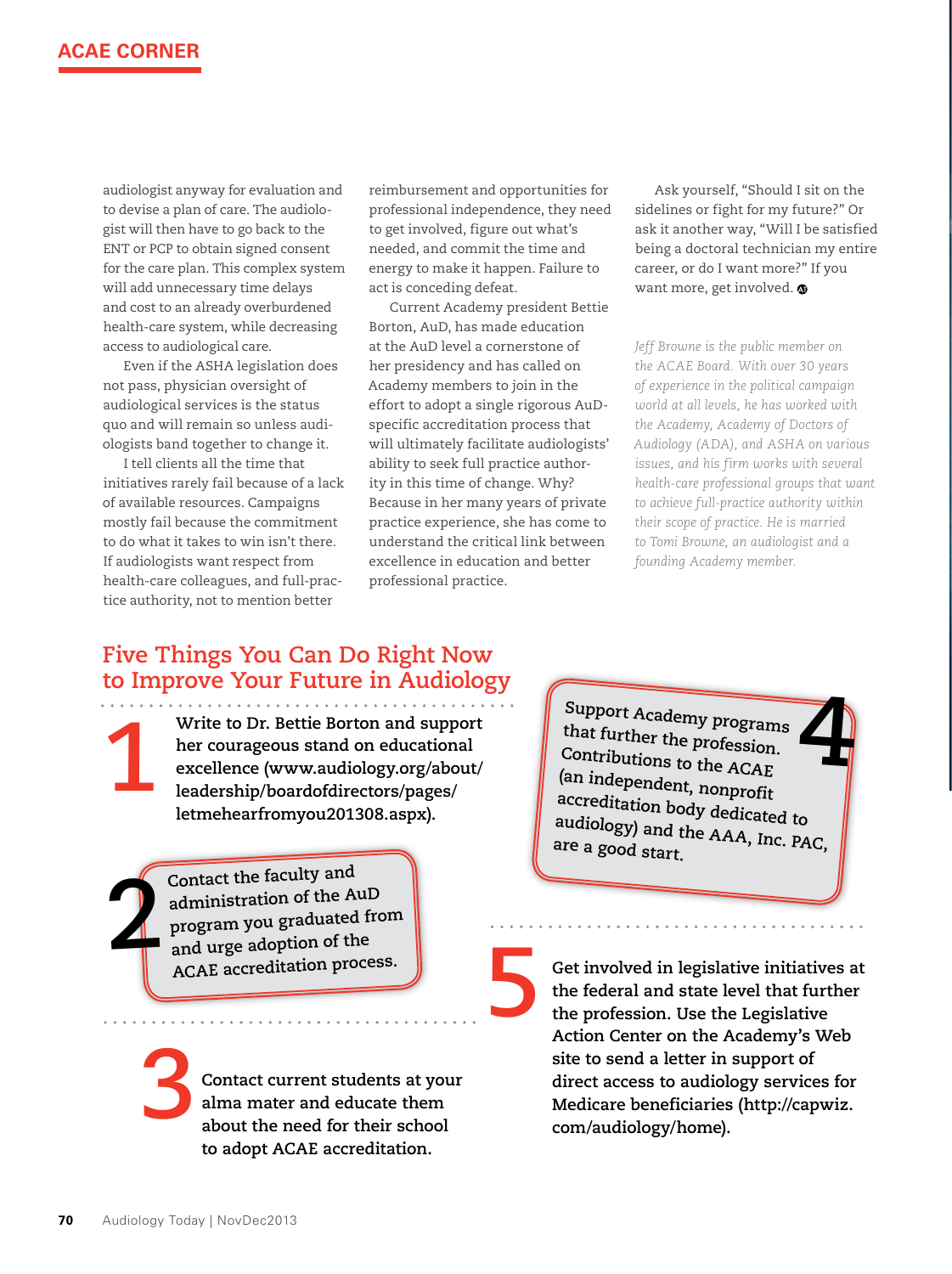audiologist anyway for evaluation and to devise a plan of care. The audiologist will then have to go back to the ENT or PCP to obtain signed consent for the care plan. This complex system will add unnecessary time delays and cost to an already overburdened health-care system, while decreasing access to audiological care.

Even if the ASHA legislation does not pass, physician oversight of audiological services is the status quo and will remain so unless audiologists band together to change it.

I tell clients all the time that initiatives rarely fail because of a lack of available resources. Campaigns mostly fail because the commitment to do what it takes to win isn't there. If audiologists want respect from health-care colleagues, and full-practice authority, not to mention better reimbursement and opportunities for professional independence, they need to get involved, figure out what's needed, and commit the time and energy to make it happen. Failure to act is conceding defeat.

Current Academy president Bettie Borton, AuD, has made education at the AuD level a cornerstone of her presidency and has called on Academy members to join in the effort to adopt a single rigorous AuD-specific accreditation process that will ultimately facilitate audiologists' ability to seek full practice authority in this time of change. Why? Because in her many years of private practice experience, she has come to understand the critical link between excellence in education and better professional practice.

Ask yourself, "Should I sit on the sidelines or fight for my future?" Or ask it another way, "Will I be satisfied being a doctoral technician my entire career, or do I want more?" If you want more, get involved.

*Jeff Browne is the public member on the ACAE Board. With over 30 years of experience in the political campaign world at all levels, he has worked with the Academy, Academy of Doctors of Audiology (ADA), and ASHA on various issues, and his firm works with several health-care professional groups that want to achieve full-practice authority within their scope of practice. He is married to Tomi Browne, an audiologist and a founding Academy member.*

## Five Things You Can Do Right Now to Improve Your Future in Audiology

1. **Write to Dr. Bettie Borton and support her courageous stand on educational excellence (www.audiology.org/about/leadership/boardofdirectors/pages/letmehearfromyou201308.aspx).**

2. **Contact the faculty and administration of the AuD program you graduated from and urge adoption of the ACAE accreditation process.**

3. **Contact current students at your alma mater and educate them about the need for their school to adopt ACAE accreditation.**

4. **Support Academy programs that further the profession. Contributions to the ACAE (an independent, nonprofit accreditation body dedicated to audiology) and the AAA, Inc. PAC, are a good start.**

5. **Get involved in legislative initiatives at the federal and state level that further the profession. Use the Legislative Action Center on the Academy's Web site to send a letter in support of direct access to audiology services for Medicare beneficiaries (http://capwiz.com/audiology/home).**